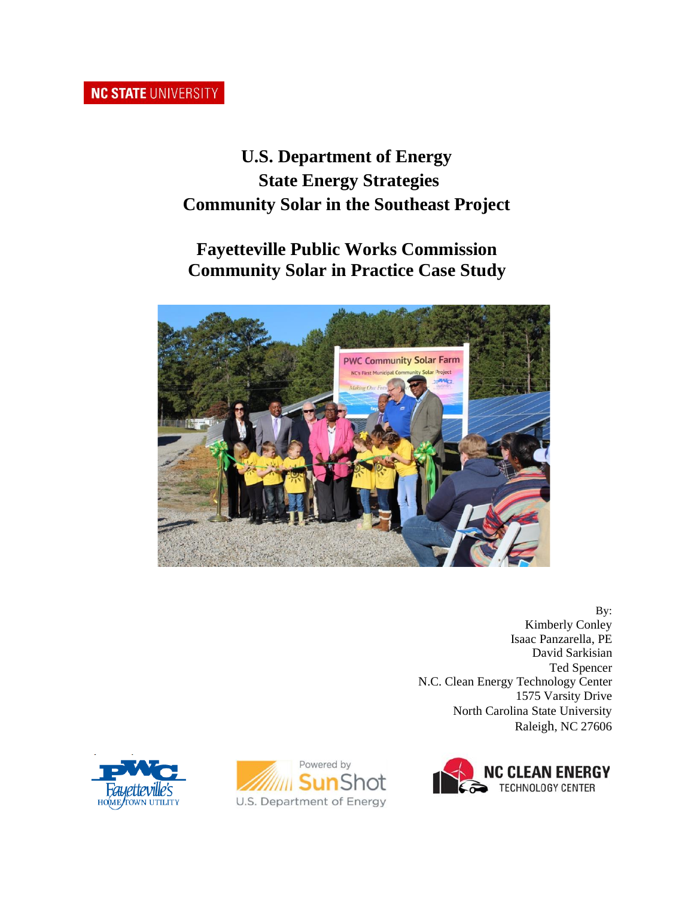NC STATE UNIVERSITY

# U.S. Department of Energy
# State Energy Strategies
# Community Solar in the Southeast Project

## Fayetteville Public Works Commission
## Community Solar in Practice Case Study

By:
Kimberly Conley
Isaac Panzarella, PE
David Sarkisian
Ted Spencer
N.C. Clean Energy Technology Center
1575 Varsity Drive
North Carolina State University
Raleigh, NC 27606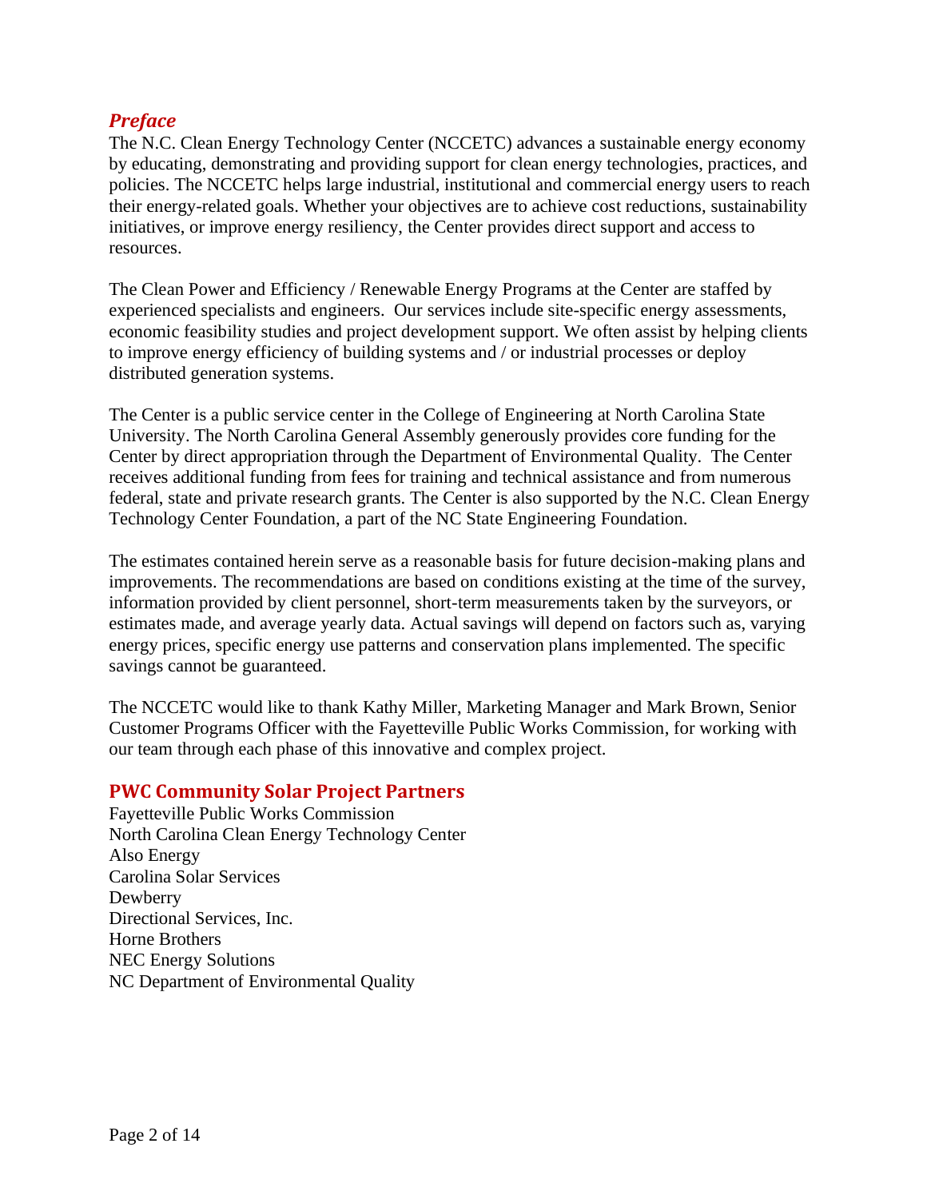## *Preface*

The N.C. Clean Energy Technology Center (NCCETC) advances a sustainable energy economy by educating, demonstrating and providing support for clean energy technologies, practices, and policies. The NCCETC helps large industrial, institutional and commercial energy users to reach their energy-related goals. Whether your objectives are to achieve cost reductions, sustainability initiatives, or improve energy resiliency, the Center provides direct support and access to resources.

The Clean Power and Efficiency / Renewable Energy Programs at the Center are staffed by experienced specialists and engineers. Our services include site-specific energy assessments, economic feasibility studies and project development support. We often assist by helping clients to improve energy efficiency of building systems and / or industrial processes or deploy distributed generation systems.

The Center is a public service center in the College of Engineering at North Carolina State University. The North Carolina General Assembly generously provides core funding for the Center by direct appropriation through the Department of Environmental Quality. The Center receives additional funding from fees for training and technical assistance and from numerous federal, state and private research grants. The Center is also supported by the N.C. Clean Energy Technology Center Foundation, a part of the NC State Engineering Foundation.

The estimates contained herein serve as a reasonable basis for future decision-making plans and improvements. The recommendations are based on conditions existing at the time of the survey, information provided by client personnel, short-term measurements taken by the surveyors, or estimates made, and average yearly data. Actual savings will depend on factors such as, varying energy prices, specific energy use patterns and conservation plans implemented. The specific savings cannot be guaranteed.

The NCCETC would like to thank Kathy Miller, Marketing Manager and Mark Brown, Senior Customer Programs Officer with the Fayetteville Public Works Commission, for working with our team through each phase of this innovative and complex project.

## PWC Community Solar Project Partners

Fayetteville Public Works Commission
North Carolina Clean Energy Technology Center
Also Energy
Carolina Solar Services
Dewberry
Directional Services, Inc.
Horne Brothers
NEC Energy Solutions
NC Department of Environmental Quality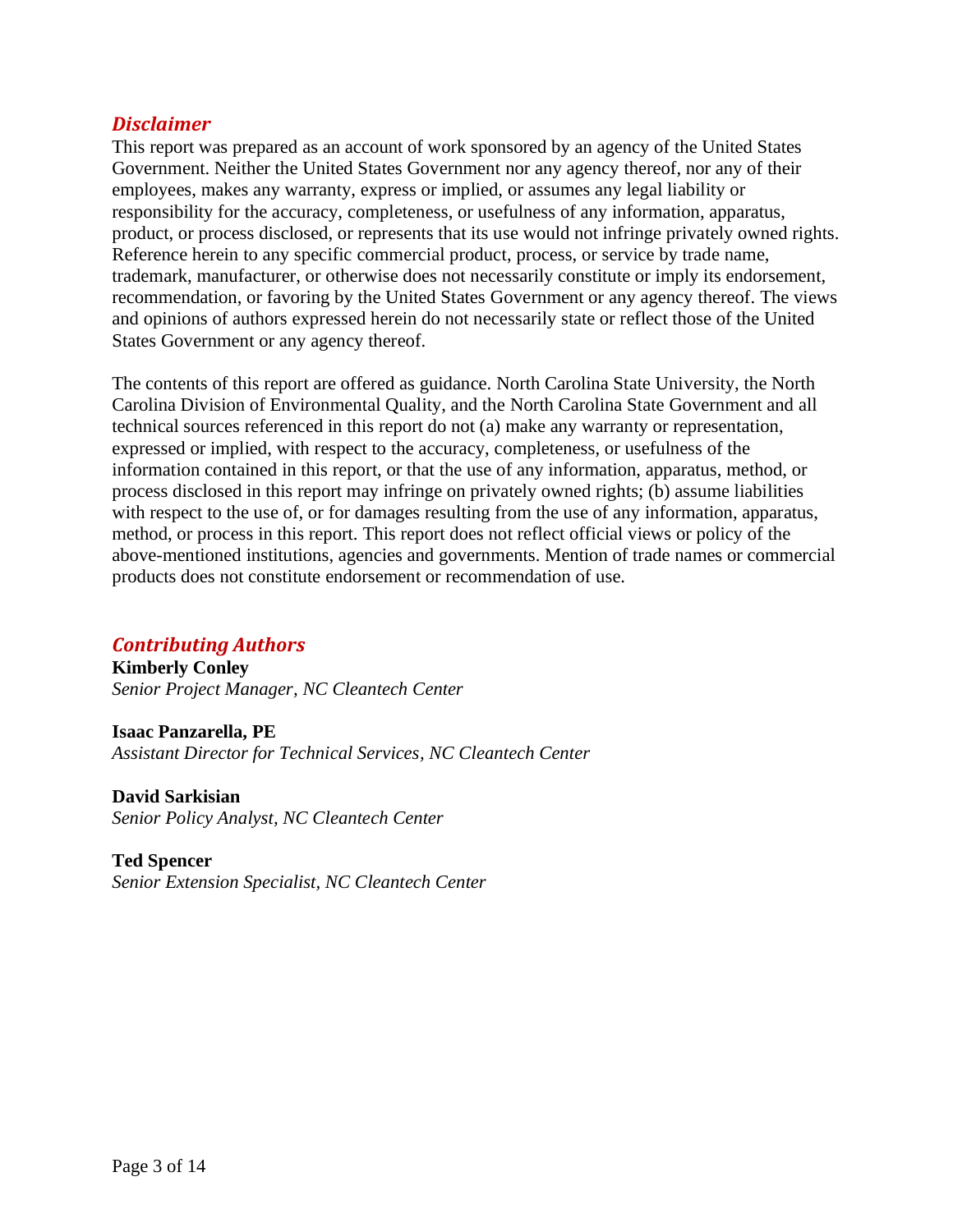## *Disclaimer*

This report was prepared as an account of work sponsored by an agency of the United States Government. Neither the United States Government nor any agency thereof, nor any of their employees, makes any warranty, express or implied, or assumes any legal liability or responsibility for the accuracy, completeness, or usefulness of any information, apparatus, product, or process disclosed, or represents that its use would not infringe privately owned rights. Reference herein to any specific commercial product, process, or service by trade name, trademark, manufacturer, or otherwise does not necessarily constitute or imply its endorsement, recommendation, or favoring by the United States Government or any agency thereof. The views and opinions of authors expressed herein do not necessarily state or reflect those of the United States Government or any agency thereof.

The contents of this report are offered as guidance. North Carolina State University, the North Carolina Division of Environmental Quality, and the North Carolina State Government and all technical sources referenced in this report do not (a) make any warranty or representation, expressed or implied, with respect to the accuracy, completeness, or usefulness of the information contained in this report, or that the use of any information, apparatus, method, or process disclosed in this report may infringe on privately owned rights; (b) assume liabilities with respect to the use of, or for damages resulting from the use of any information, apparatus, method, or process in this report. This report does not reflect official views or policy of the above-mentioned institutions, agencies and governments. Mention of trade names or commercial products does not constitute endorsement or recommendation of use.

## *Contributing Authors*

**Kimberly Conley**
*Senior Project Manager, NC Cleantech Center*

**Isaac Panzarella, PE**
*Assistant Director for Technical Services, NC Cleantech Center*

**David Sarkisian**
*Senior Policy Analyst, NC Cleantech Center*

**Ted Spencer**
*Senior Extension Specialist, NC Cleantech Center*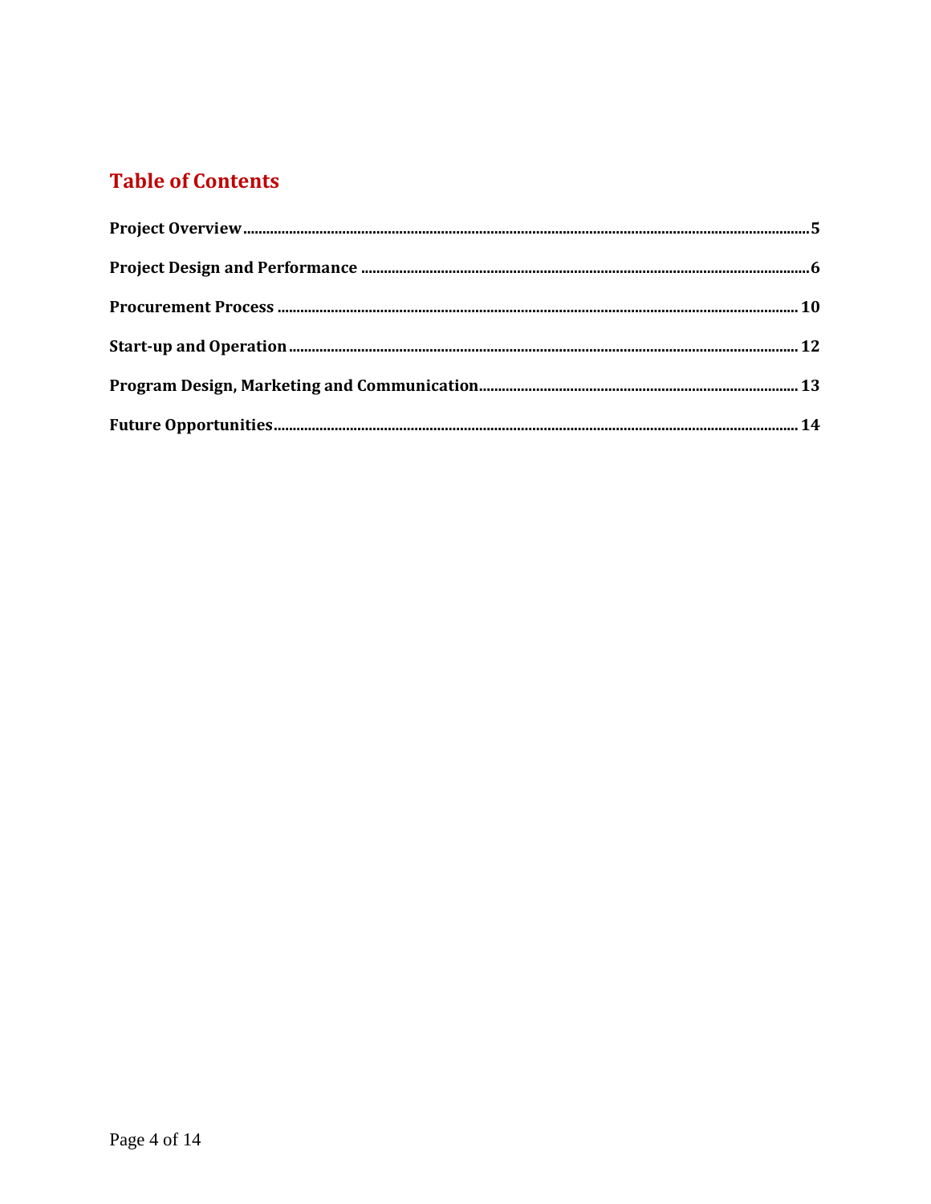## Table of Contents

**Project Overview** .......... 5

**Project Design and Performance** .......... 6

**Procurement Process** .......... 10

**Start-up and Operation** .......... 12

**Program Design, Marketing and Communication** .......... 13

**Future Opportunities** .......... 14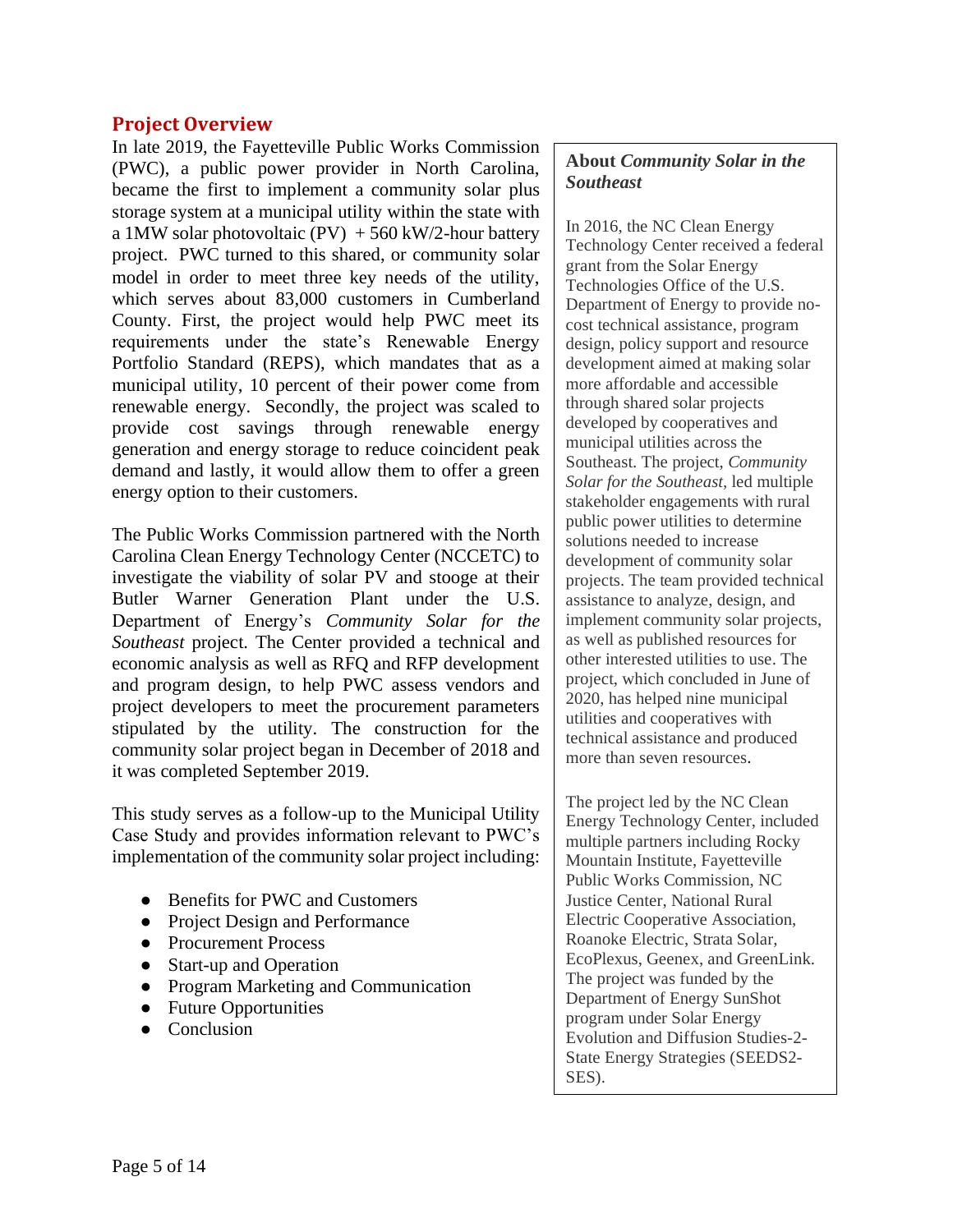## Project Overview

In late 2019, the Fayetteville Public Works Commission (PWC), a public power provider in North Carolina, became the first to implement a community solar plus storage system at a municipal utility within the state with a 1MW solar photovoltaic (PV) + 560 kW/2-hour battery project. PWC turned to this shared, or community solar model in order to meet three key needs of the utility, which serves about 83,000 customers in Cumberland County. First, the project would help PWC meet its requirements under the state's Renewable Energy Portfolio Standard (REPS), which mandates that as a municipal utility, 10 percent of their power come from renewable energy. Secondly, the project was scaled to provide cost savings through renewable energy generation and energy storage to reduce coincident peak demand and lastly, it would allow them to offer a green energy option to their customers.

The Public Works Commission partnered with the North Carolina Clean Energy Technology Center (NCCETC) to investigate the viability of solar PV and stooge at their Butler Warner Generation Plant under the U.S. Department of Energy's *Community Solar for the Southeast* project. The Center provided a technical and economic analysis as well as RFQ and RFP development and program design, to help PWC assess vendors and project developers to meet the procurement parameters stipulated by the utility. The construction for the community solar project began in December of 2018 and it was completed September 2019.

This study serves as a follow-up to the Municipal Utility Case Study and provides information relevant to PWC's implementation of the community solar project including:

- Benefits for PWC and Customers
- Project Design and Performance
- Procurement Process
- Start-up and Operation
- Program Marketing and Communication
- Future Opportunities
- Conclusion

**About *Community Solar in the Southeast***

In 2016, the NC Clean Energy Technology Center received a federal grant from the Solar Energy Technologies Office of the U.S. Department of Energy to provide no-cost technical assistance, program design, policy support and resource development aimed at making solar more affordable and accessible through shared solar projects developed by cooperatives and municipal utilities across the Southeast. The project, *Community Solar for the Southeast*, led multiple stakeholder engagements with rural public power utilities to determine solutions needed to increase development of community solar projects. The team provided technical assistance to analyze, design, and implement community solar projects, as well as published resources for other interested utilities to use. The project, which concluded in June of 2020, has helped nine municipal utilities and cooperatives with technical assistance and produced more than seven resources.

The project led by the NC Clean Energy Technology Center, included multiple partners including Rocky Mountain Institute, Fayetteville Public Works Commission, NC Justice Center, National Rural Electric Cooperative Association, Roanoke Electric, Strata Solar, EcoPlexus, Geenex, and GreenLink. The project was funded by the Department of Energy SunShot program under Solar Energy Evolution and Diffusion Studies-2-State Energy Strategies (SEEDS2-SES).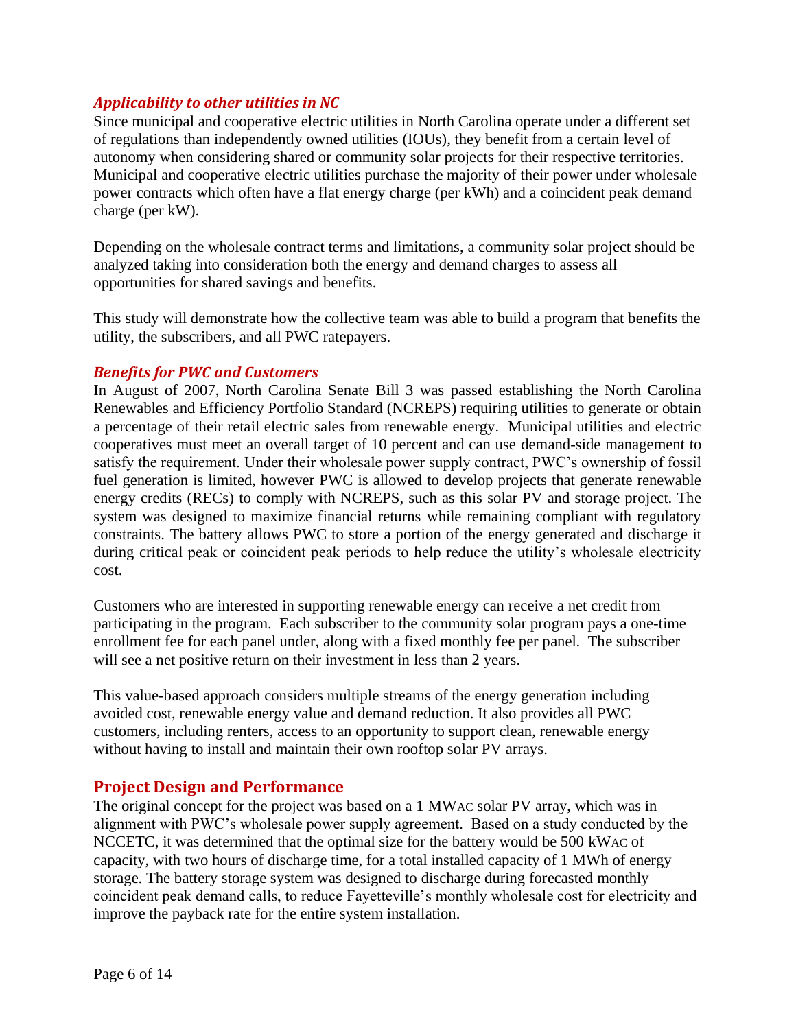### *Applicability to other utilities in NC*

Since municipal and cooperative electric utilities in North Carolina operate under a different set of regulations than independently owned utilities (IOUs), they benefit from a certain level of autonomy when considering shared or community solar projects for their respective territories. Municipal and cooperative electric utilities purchase the majority of their power under wholesale power contracts which often have a flat energy charge (per kWh) and a coincident peak demand charge (per kW).

Depending on the wholesale contract terms and limitations, a community solar project should be analyzed taking into consideration both the energy and demand charges to assess all opportunities for shared savings and benefits.

This study will demonstrate how the collective team was able to build a program that benefits the utility, the subscribers, and all PWC ratepayers.

### *Benefits for PWC and Customers*

In August of 2007, North Carolina Senate Bill 3 was passed establishing the North Carolina Renewables and Efficiency Portfolio Standard (NCREPS) requiring utilities to generate or obtain a percentage of their retail electric sales from renewable energy. Municipal utilities and electric cooperatives must meet an overall target of 10 percent and can use demand-side management to satisfy the requirement. Under their wholesale power supply contract, PWC's ownership of fossil fuel generation is limited, however PWC is allowed to develop projects that generate renewable energy credits (RECs) to comply with NCREPS, such as this solar PV and storage project. The system was designed to maximize financial returns while remaining compliant with regulatory constraints. The battery allows PWC to store a portion of the energy generated and discharge it during critical peak or coincident peak periods to help reduce the utility's wholesale electricity cost.

Customers who are interested in supporting renewable energy can receive a net credit from participating in the program. Each subscriber to the community solar program pays a one-time enrollment fee for each panel under, along with a fixed monthly fee per panel. The subscriber will see a net positive return on their investment in less than 2 years.

This value-based approach considers multiple streams of the energy generation including avoided cost, renewable energy value and demand reduction. It also provides all PWC customers, including renters, access to an opportunity to support clean, renewable energy without having to install and maintain their own rooftop solar PV arrays.

## Project Design and Performance

The original concept for the project was based on a 1 MWAC solar PV array, which was in alignment with PWC's wholesale power supply agreement. Based on a study conducted by the NCCETC, it was determined that the optimal size for the battery would be 500 kWAC of capacity, with two hours of discharge time, for a total installed capacity of 1 MWh of energy storage. The battery storage system was designed to discharge during forecasted monthly coincident peak demand calls, to reduce Fayetteville's monthly wholesale cost for electricity and improve the payback rate for the entire system installation.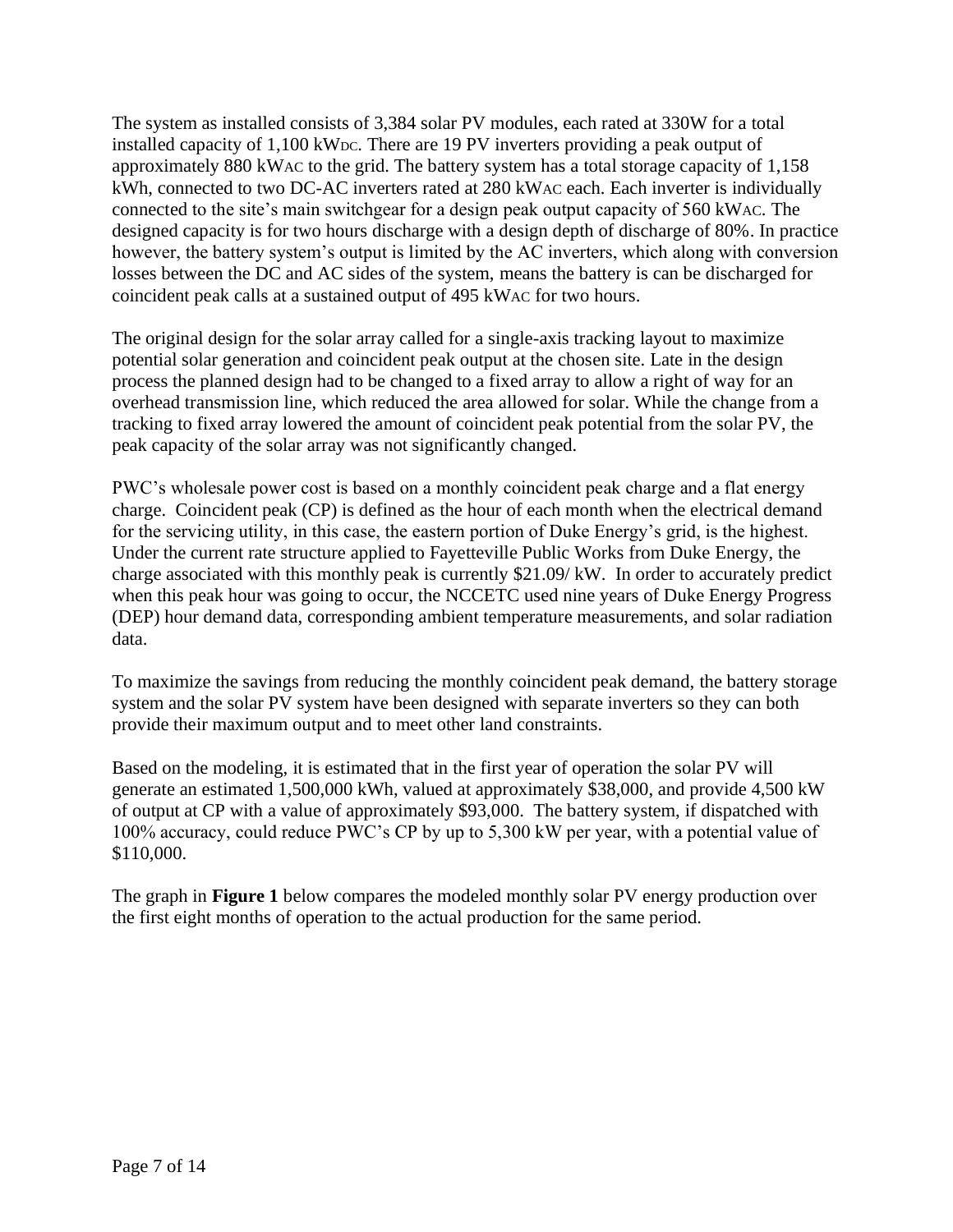The system as installed consists of 3,384 solar PV modules, each rated at 330W for a total installed capacity of 1,100 $kW_{DC}$. There are 19 PV inverters providing a peak output of approximately 880 $kW_{AC}$ to the grid. The battery system has a total storage capacity of 1,158 kWh, connected to two DC-AC inverters rated at 280 $kW_{AC}$ each. Each inverter is individually connected to the site's main switchgear for a design peak output capacity of 560 $kW_{AC}$. The designed capacity is for two hours discharge with a design depth of discharge of 80%. In practice however, the battery system's output is limited by the AC inverters, which along with conversion losses between the DC and AC sides of the system, means the battery is can be discharged for coincident peak calls at a sustained output of 495 $kW_{AC}$ for two hours.

The original design for the solar array called for a single-axis tracking layout to maximize potential solar generation and coincident peak output at the chosen site. Late in the design process the planned design had to be changed to a fixed array to allow a right of way for an overhead transmission line, which reduced the area allowed for solar. While the change from a tracking to fixed array lowered the amount of coincident peak potential from the solar PV, the peak capacity of the solar array was not significantly changed.

PWC's wholesale power cost is based on a monthly coincident peak charge and a flat energy charge. Coincident peak (CP) is defined as the hour of each month when the electrical demand for the servicing utility, in this case, the eastern portion of Duke Energy's grid, is the highest. Under the current rate structure applied to Fayetteville Public Works from Duke Energy, the charge associated with this monthly peak is currently $21.09/ kW. In order to accurately predict when this peak hour was going to occur, the NCCETC used nine years of Duke Energy Progress (DEP) hour demand data, corresponding ambient temperature measurements, and solar radiation data.

To maximize the savings from reducing the monthly coincident peak demand, the battery storage system and the solar PV system have been designed with separate inverters so they can both provide their maximum output and to meet other land constraints.

Based on the modeling, it is estimated that in the first year of operation the solar PV will generate an estimated 1,500,000 kWh, valued at approximately $38,000, and provide 4,500 kW of output at CP with a value of approximately $93,000. The battery system, if dispatched with 100% accuracy, could reduce PWC's CP by up to 5,300 kW per year, with a potential value of $110,000.

The graph in **Figure 1** below compares the modeled monthly solar PV energy production over the first eight months of operation to the actual production for the same period.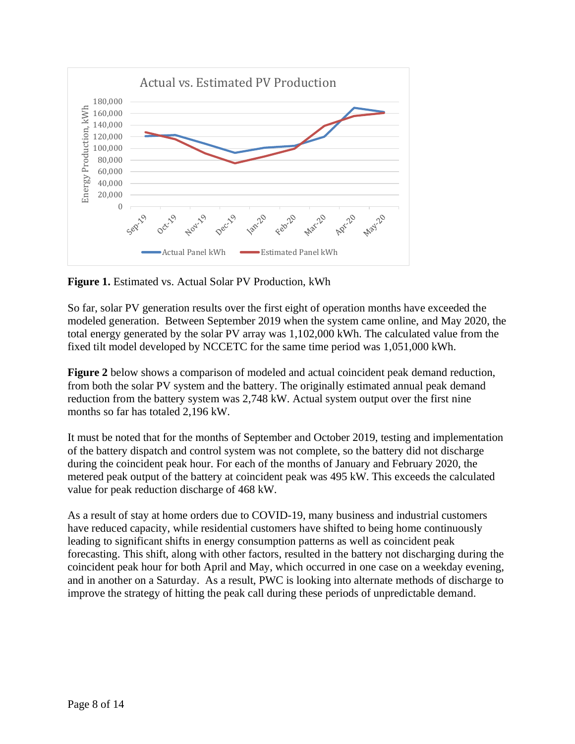**Figure 1.** Estimated vs. Actual Solar PV Production, kWh

So far, solar PV generation results over the first eight of operation months have exceeded the modeled generation. Between September 2019 when the system came online, and May 2020, the total energy generated by the solar PV array was 1,102,000 kWh. The calculated value from the fixed tilt model developed by NCCETC for the same time period was 1,051,000 kWh.

**Figure 2** below shows a comparison of modeled and actual coincident peak demand reduction, from both the solar PV system and the battery. The originally estimated annual peak demand reduction from the battery system was 2,748 kW. Actual system output over the first nine months so far has totaled 2,196 kW.

It must be noted that for the months of September and October 2019, testing and implementation of the battery dispatch and control system was not complete, so the battery did not discharge during the coincident peak hour. For each of the months of January and February 2020, the metered peak output of the battery at coincident peak was 495 kW. This exceeds the calculated value for peak reduction discharge of 468 kW.

As a result of stay at home orders due to COVID-19, many business and industrial customers have reduced capacity, while residential customers have shifted to being home continuously leading to significant shifts in energy consumption patterns as well as coincident peak forecasting. This shift, along with other factors, resulted in the battery not discharging during the coincident peak hour for both April and May, which occurred in one case on a weekday evening, and in another on a Saturday. As a result, PWC is looking into alternate methods of discharge to improve the strategy of hitting the peak call during these periods of unpredictable demand.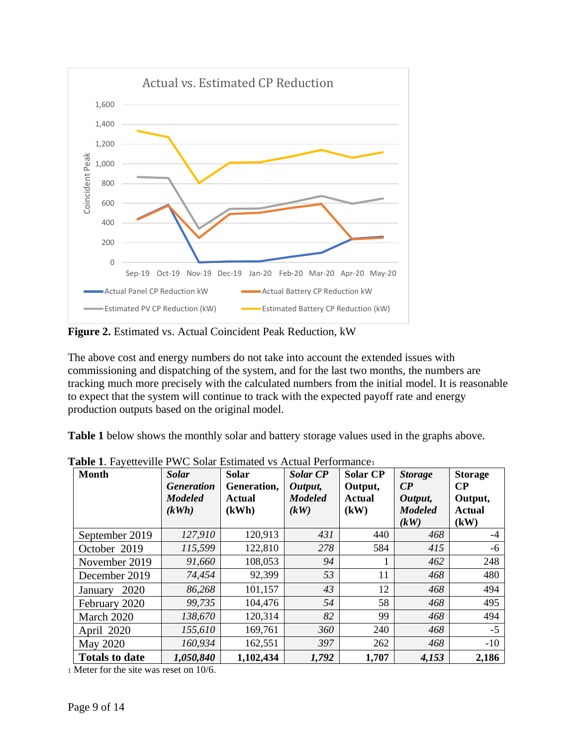**Figure 2.** Estimated vs. Actual Coincident Peak Reduction, kW

The above cost and energy numbers do not take into account the extended issues with commissioning and dispatching of the system, and for the last two months, the numbers are tracking much more precisely with the calculated numbers from the initial model. It is reasonable to expect that the system will continue to track with the expected payoff rate and energy production outputs based on the original model.

**Table 1** below shows the monthly solar and battery storage values used in the graphs above.

**Table 1**. Fayetteville PWC Solar Estimated vs Actual Performance[1]

| Month | *Solar Generation Modeled (kWh)* | Solar Generation, Actual (kWh) | *Solar CP Output, Modeled (kW)* | Solar CP Output, Actual (kW) | *Storage CP Output, Modeled (kW)* | Storage CP Output, Actual (kW) |
|---|---|---|---|---|---|---|
| September 2019 | *127,910* | 120,913 | *431* | 440 | *468* | -4 |
| October 2019 | *115,599* | 122,810 | *278* | 584 | *415* | -6 |
| November 2019 | *91,660* | 108,053 | *94* | 1 | *462* | 248 |
| December 2019 | *74,454* | 92,399 | *53* | 11 | *468* | 480 |
| January 2020 | *86,268* | 101,157 | *43* | 12 | *468* | 494 |
| February 2020 | *99,735* | 104,476 | *54* | 58 | *468* | 495 |
| March 2020 | *138,670* | 120,314 | *82* | 99 | *468* | 494 |
| April 2020 | *155,610* | 169,761 | *360* | 240 | *468* | -5 |
| May 2020 | *160,934* | 162,551 | *397* | 262 | *468* | -10 |
| **Totals to date** | ***1,050,840*** | **1,102,434** | ***1,792*** | **1,707** | ***4,153*** | **2,186** |

[1] Meter for the site was reset on 10/6.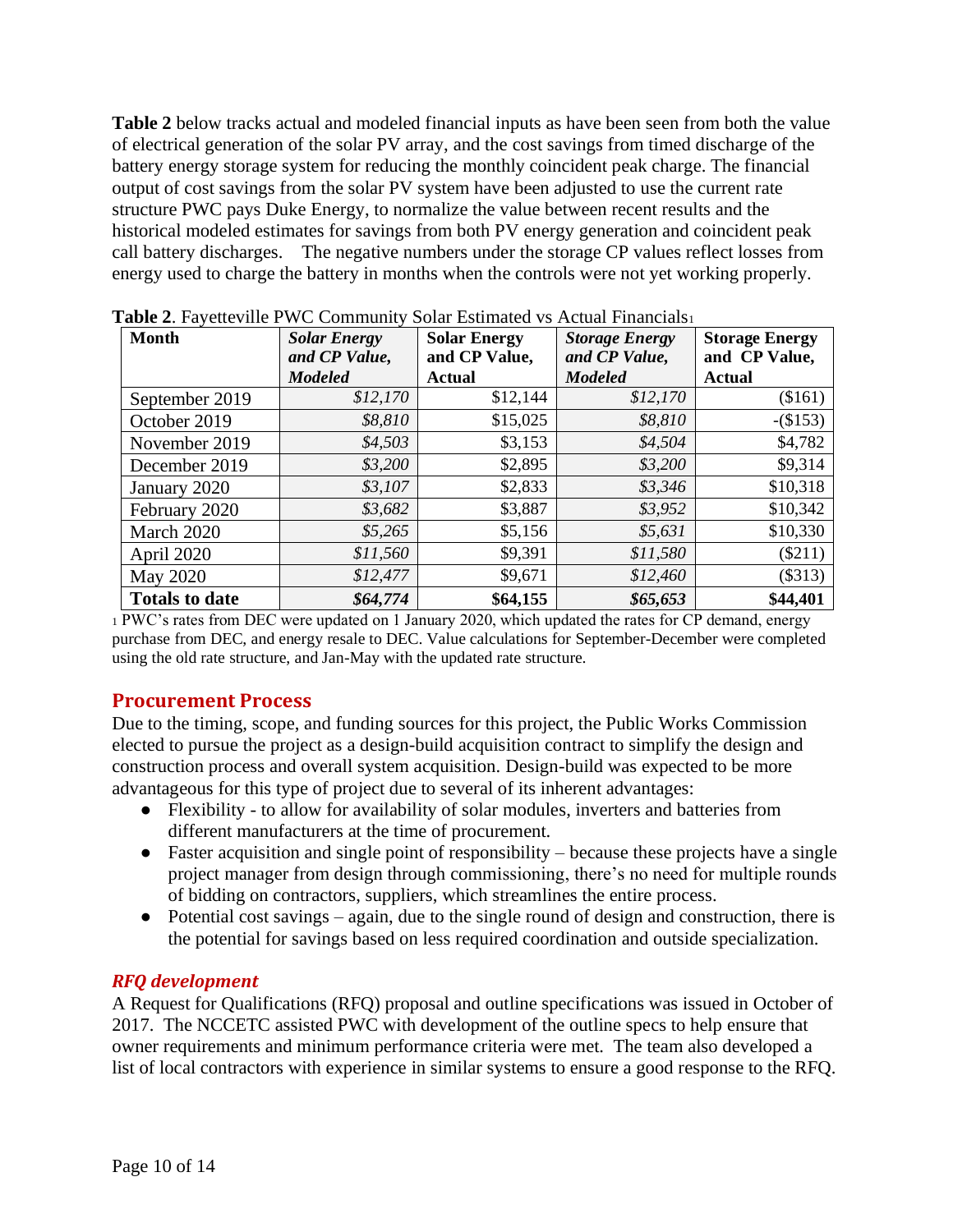**Table 2** below tracks actual and modeled financial inputs as have been seen from both the value of electrical generation of the solar PV array, and the cost savings from timed discharge of the battery energy storage system for reducing the monthly coincident peak charge. The financial output of cost savings from the solar PV system have been adjusted to use the current rate structure PWC pays Duke Energy, to normalize the value between recent results and the historical modeled estimates for savings from both PV energy generation and coincident peak call battery discharges. The negative numbers under the storage CP values reflect losses from energy used to charge the battery in months when the controls were not yet working properly.

**Table 2**. Fayetteville PWC Community Solar Estimated vs Actual Financials[1]

| Month | *Solar Energy and CP Value, Modeled* | Solar Energy and CP Value, Actual | *Storage Energy and CP Value, Modeled* | Storage Energy and CP Value, Actual |
|---|---|---|---|---|
| September 2019 | *$12,170* | $12,144 | *$12,170* | ($161) |
| October 2019 | *$8,810* | $15,025 | *$8,810* | -($153) |
| November 2019 | *$4,503* | $3,153 | *$4,504* | $4,782 |
| December 2019 | *$3,200* | $2,895 | *$3,200* | $9,314 |
| January 2020 | *$3,107* | $2,833 | *$3,346* | $10,318 |
| February 2020 | *$3,682* | $3,887 | *$3,952* | $10,342 |
| March 2020 | *$5,265* | $5,156 | *$5,631* | $10,330 |
| April 2020 | *$11,560* | $9,391 | *$11,580* | ($211) |
| May 2020 | *$12,477* | $9,671 | *$12,460* | ($313) |
| **Totals to date** | ***$64,774*** | **$64,155** | ***$65,653*** | **$44,401** |

[1] PWC's rates from DEC were updated on 1 January 2020, which updated the rates for CP demand, energy purchase from DEC, and energy resale to DEC. Value calculations for September-December were completed using the old rate structure, and Jan-May with the updated rate structure.

## Procurement Process

Due to the timing, scope, and funding sources for this project, the Public Works Commission elected to pursue the project as a design-build acquisition contract to simplify the design and construction process and overall system acquisition. Design-build was expected to be more advantageous for this type of project due to several of its inherent advantages:

- Flexibility - to allow for availability of solar modules, inverters and batteries from different manufacturers at the time of procurement.
- Faster acquisition and single point of responsibility – because these projects have a single project manager from design through commissioning, there's no need for multiple rounds of bidding on contractors, suppliers, which streamlines the entire process.
- Potential cost savings – again, due to the single round of design and construction, there is the potential for savings based on less required coordination and outside specialization.

### *RFQ development*

A Request for Qualifications (RFQ) proposal and outline specifications was issued in October of 2017. The NCCETC assisted PWC with development of the outline specs to help ensure that owner requirements and minimum performance criteria were met. The team also developed a list of local contractors with experience in similar systems to ensure a good response to the RFQ.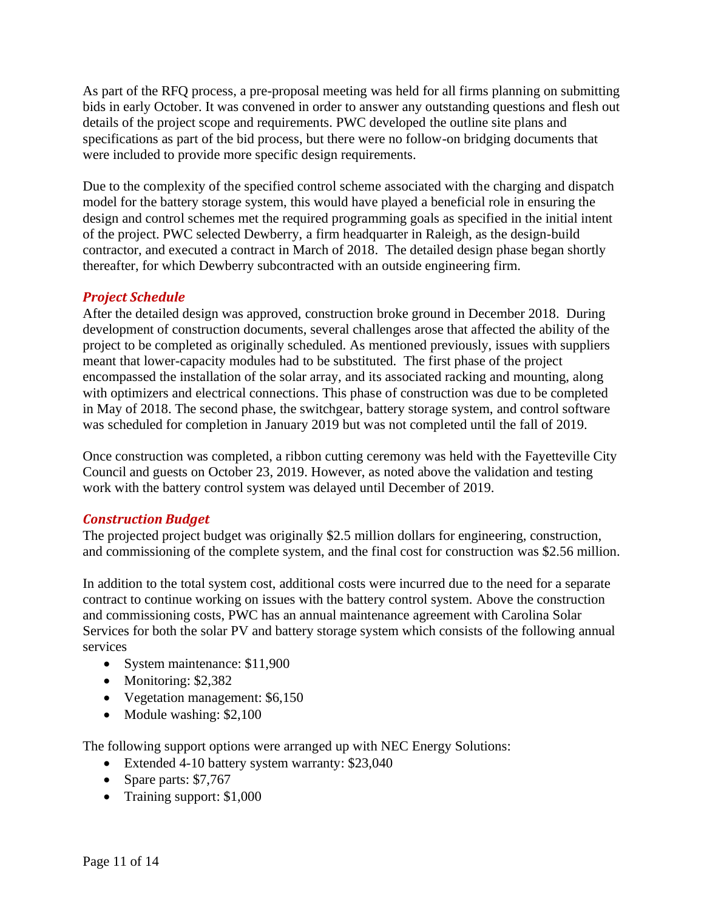As part of the RFQ process, a pre-proposal meeting was held for all firms planning on submitting bids in early October. It was convened in order to answer any outstanding questions and flesh out details of the project scope and requirements. PWC developed the outline site plans and specifications as part of the bid process, but there were no follow-on bridging documents that were included to provide more specific design requirements.

Due to the complexity of the specified control scheme associated with the charging and dispatch model for the battery storage system, this would have played a beneficial role in ensuring the design and control schemes met the required programming goals as specified in the initial intent of the project. PWC selected Dewberry, a firm headquarter in Raleigh, as the design-build contractor, and executed a contract in March of 2018. The detailed design phase began shortly thereafter, for which Dewberry subcontracted with an outside engineering firm.

### *Project Schedule*

After the detailed design was approved, construction broke ground in December 2018. During development of construction documents, several challenges arose that affected the ability of the project to be completed as originally scheduled. As mentioned previously, issues with suppliers meant that lower-capacity modules had to be substituted. The first phase of the project encompassed the installation of the solar array, and its associated racking and mounting, along with optimizers and electrical connections. This phase of construction was due to be completed in May of 2018. The second phase, the switchgear, battery storage system, and control software was scheduled for completion in January 2019 but was not completed until the fall of 2019.

Once construction was completed, a ribbon cutting ceremony was held with the Fayetteville City Council and guests on October 23, 2019. However, as noted above the validation and testing work with the battery control system was delayed until December of 2019.

### *Construction Budget*

The projected project budget was originally $2.5 million dollars for engineering, construction, and commissioning of the complete system, and the final cost for construction was $2.56 million.

In addition to the total system cost, additional costs were incurred due to the need for a separate contract to continue working on issues with the battery control system. Above the construction and commissioning costs, PWC has an annual maintenance agreement with Carolina Solar Services for both the solar PV and battery storage system which consists of the following annual services

- System maintenance: $11,900
- Monitoring: $2,382
- Vegetation management: $6,150
- Module washing: $2,100

The following support options were arranged up with NEC Energy Solutions:

- Extended 4-10 battery system warranty: $23,040
- Spare parts: $7,767
- Training support: $1,000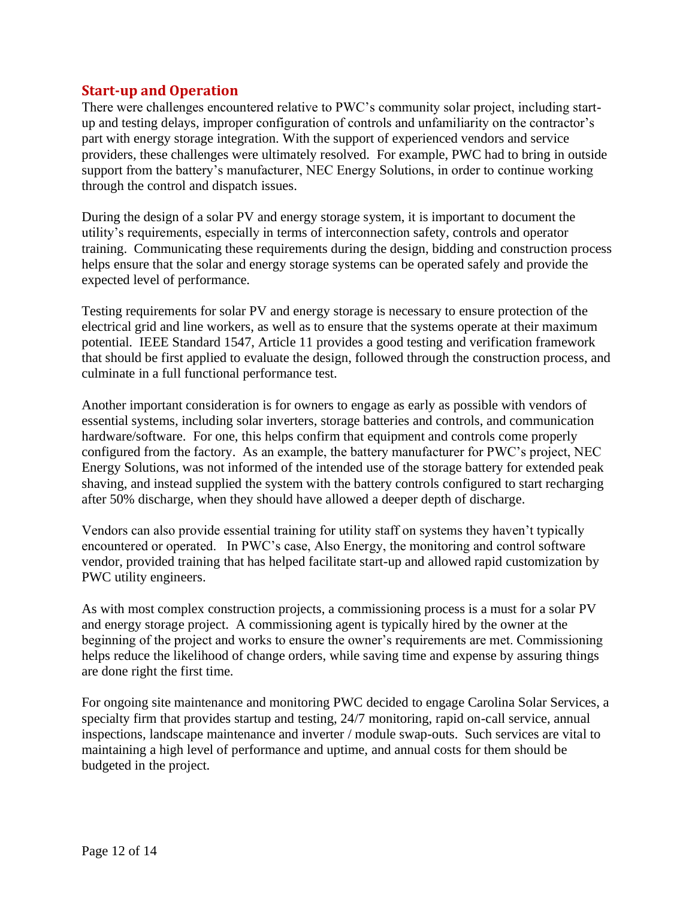## Start-up and Operation

There were challenges encountered relative to PWC's community solar project, including start-up and testing delays, improper configuration of controls and unfamiliarity on the contractor's part with energy storage integration. With the support of experienced vendors and service providers, these challenges were ultimately resolved. For example, PWC had to bring in outside support from the battery's manufacturer, NEC Energy Solutions, in order to continue working through the control and dispatch issues.

During the design of a solar PV and energy storage system, it is important to document the utility's requirements, especially in terms of interconnection safety, controls and operator training. Communicating these requirements during the design, bidding and construction process helps ensure that the solar and energy storage systems can be operated safely and provide the expected level of performance.

Testing requirements for solar PV and energy storage is necessary to ensure protection of the electrical grid and line workers, as well as to ensure that the systems operate at their maximum potential. IEEE Standard 1547, Article 11 provides a good testing and verification framework that should be first applied to evaluate the design, followed through the construction process, and culminate in a full functional performance test.

Another important consideration is for owners to engage as early as possible with vendors of essential systems, including solar inverters, storage batteries and controls, and communication hardware/software. For one, this helps confirm that equipment and controls come properly configured from the factory. As an example, the battery manufacturer for PWC's project, NEC Energy Solutions, was not informed of the intended use of the storage battery for extended peak shaving, and instead supplied the system with the battery controls configured to start recharging after 50% discharge, when they should have allowed a deeper depth of discharge.

Vendors can also provide essential training for utility staff on systems they haven't typically encountered or operated. In PWC's case, Also Energy, the monitoring and control software vendor, provided training that has helped facilitate start-up and allowed rapid customization by PWC utility engineers.

As with most complex construction projects, a commissioning process is a must for a solar PV and energy storage project. A commissioning agent is typically hired by the owner at the beginning of the project and works to ensure the owner's requirements are met. Commissioning helps reduce the likelihood of change orders, while saving time and expense by assuring things are done right the first time.

For ongoing site maintenance and monitoring PWC decided to engage Carolina Solar Services, a specialty firm that provides startup and testing, 24/7 monitoring, rapid on-call service, annual inspections, landscape maintenance and inverter / module swap-outs. Such services are vital to maintaining a high level of performance and uptime, and annual costs for them should be budgeted in the project.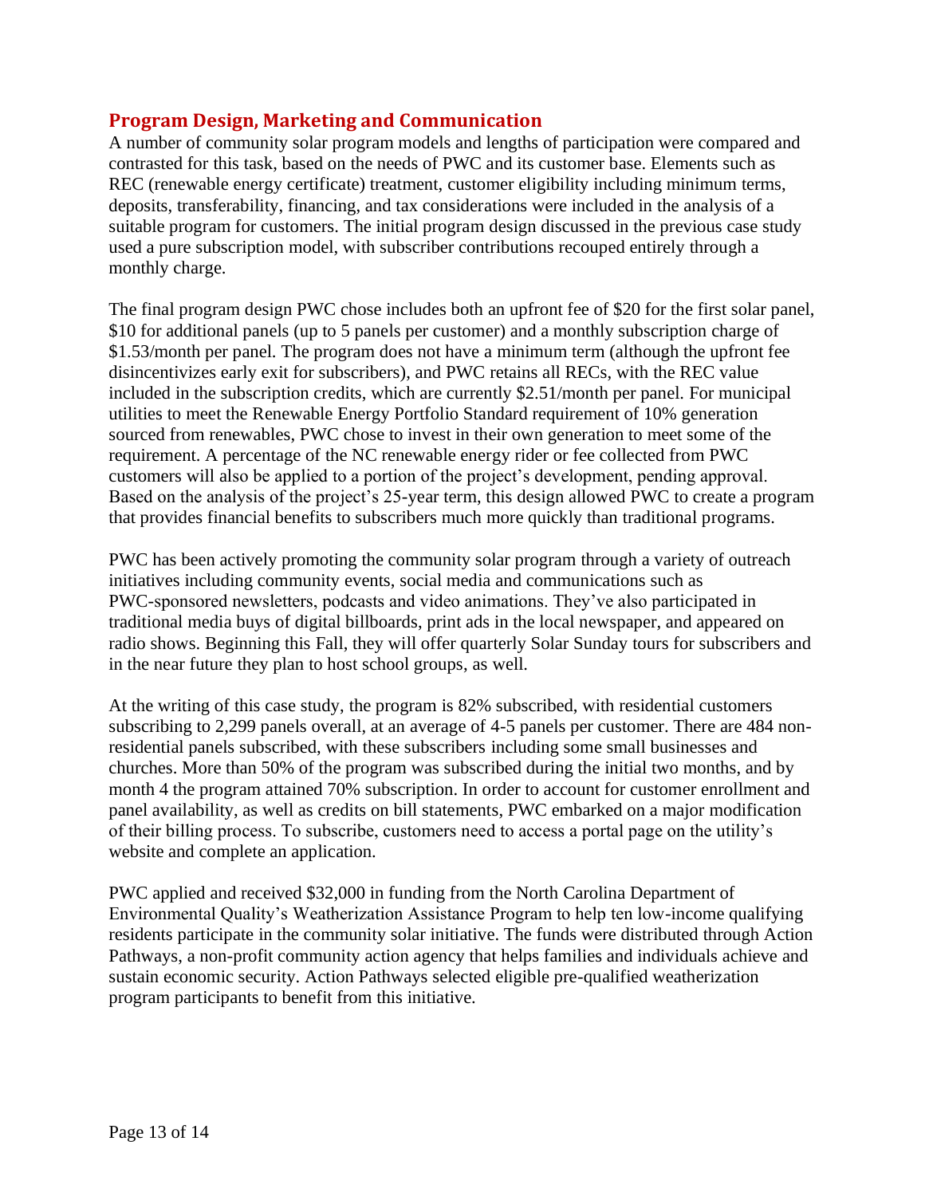## Program Design, Marketing and Communication

A number of community solar program models and lengths of participation were compared and contrasted for this task, based on the needs of PWC and its customer base. Elements such as REC (renewable energy certificate) treatment, customer eligibility including minimum terms, deposits, transferability, financing, and tax considerations were included in the analysis of a suitable program for customers. The initial program design discussed in the previous case study used a pure subscription model, with subscriber contributions recouped entirely through a monthly charge.

The final program design PWC chose includes both an upfront fee of $20 for the first solar panel, $10 for additional panels (up to 5 panels per customer) and a monthly subscription charge of $1.53/month per panel. The program does not have a minimum term (although the upfront fee disincentivizes early exit for subscribers), and PWC retains all RECs, with the REC value included in the subscription credits, which are currently $2.51/month per panel. For municipal utilities to meet the Renewable Energy Portfolio Standard requirement of 10% generation sourced from renewables, PWC chose to invest in their own generation to meet some of the requirement. A percentage of the NC renewable energy rider or fee collected from PWC customers will also be applied to a portion of the project's development, pending approval. Based on the analysis of the project's 25-year term, this design allowed PWC to create a program that provides financial benefits to subscribers much more quickly than traditional programs.

PWC has been actively promoting the community solar program through a variety of outreach initiatives including community events, social media and communications such as PWC-sponsored newsletters, podcasts and video animations. They've also participated in traditional media buys of digital billboards, print ads in the local newspaper, and appeared on radio shows. Beginning this Fall, they will offer quarterly Solar Sunday tours for subscribers and in the near future they plan to host school groups, as well.

At the writing of this case study, the program is 82% subscribed, with residential customers subscribing to 2,299 panels overall, at an average of 4-5 panels per customer. There are 484 non-residential panels subscribed, with these subscribers including some small businesses and churches. More than 50% of the program was subscribed during the initial two months, and by month 4 the program attained 70% subscription. In order to account for customer enrollment and panel availability, as well as credits on bill statements, PWC embarked on a major modification of their billing process. To subscribe, customers need to access a portal page on the utility's website and complete an application.

PWC applied and received $32,000 in funding from the North Carolina Department of Environmental Quality's Weatherization Assistance Program to help ten low-income qualifying residents participate in the community solar initiative. The funds were distributed through Action Pathways, a non-profit community action agency that helps families and individuals achieve and sustain economic security. Action Pathways selected eligible pre-qualified weatherization program participants to benefit from this initiative.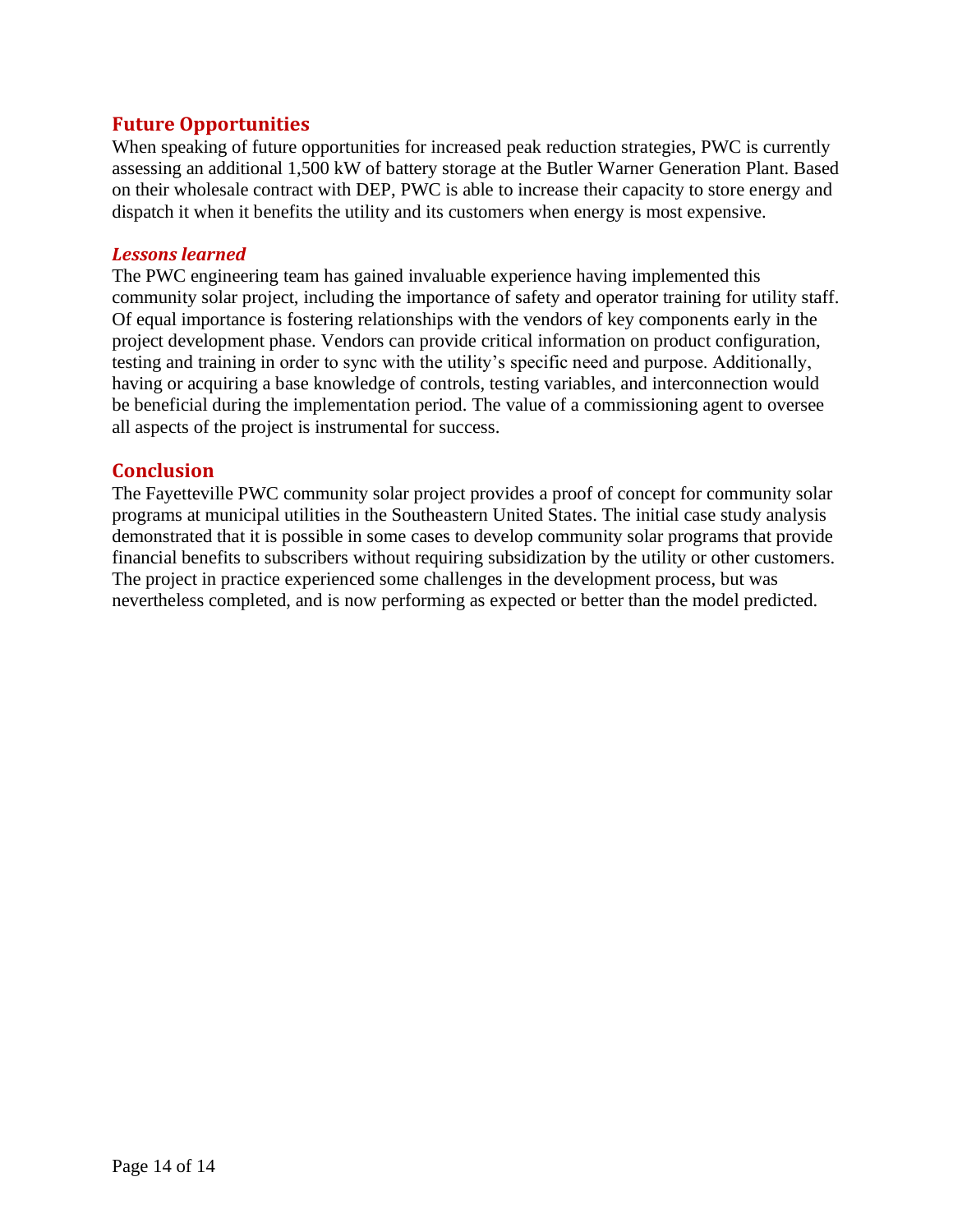## Future Opportunities

When speaking of future opportunities for increased peak reduction strategies, PWC is currently assessing an additional 1,500 kW of battery storage at the Butler Warner Generation Plant. Based on their wholesale contract with DEP, PWC is able to increase their capacity to store energy and dispatch it when it benefits the utility and its customers when energy is most expensive.

### *Lessons learned*

The PWC engineering team has gained invaluable experience having implemented this community solar project, including the importance of safety and operator training for utility staff. Of equal importance is fostering relationships with the vendors of key components early in the project development phase. Vendors can provide critical information on product configuration, testing and training in order to sync with the utility's specific need and purpose. Additionally, having or acquiring a base knowledge of controls, testing variables, and interconnection would be beneficial during the implementation period. The value of a commissioning agent to oversee all aspects of the project is instrumental for success.

## Conclusion

The Fayetteville PWC community solar project provides a proof of concept for community solar programs at municipal utilities in the Southeastern United States. The initial case study analysis demonstrated that it is possible in some cases to develop community solar programs that provide financial benefits to subscribers without requiring subsidization by the utility or other customers. The project in practice experienced some challenges in the development process, but was nevertheless completed, and is now performing as expected or better than the model predicted.